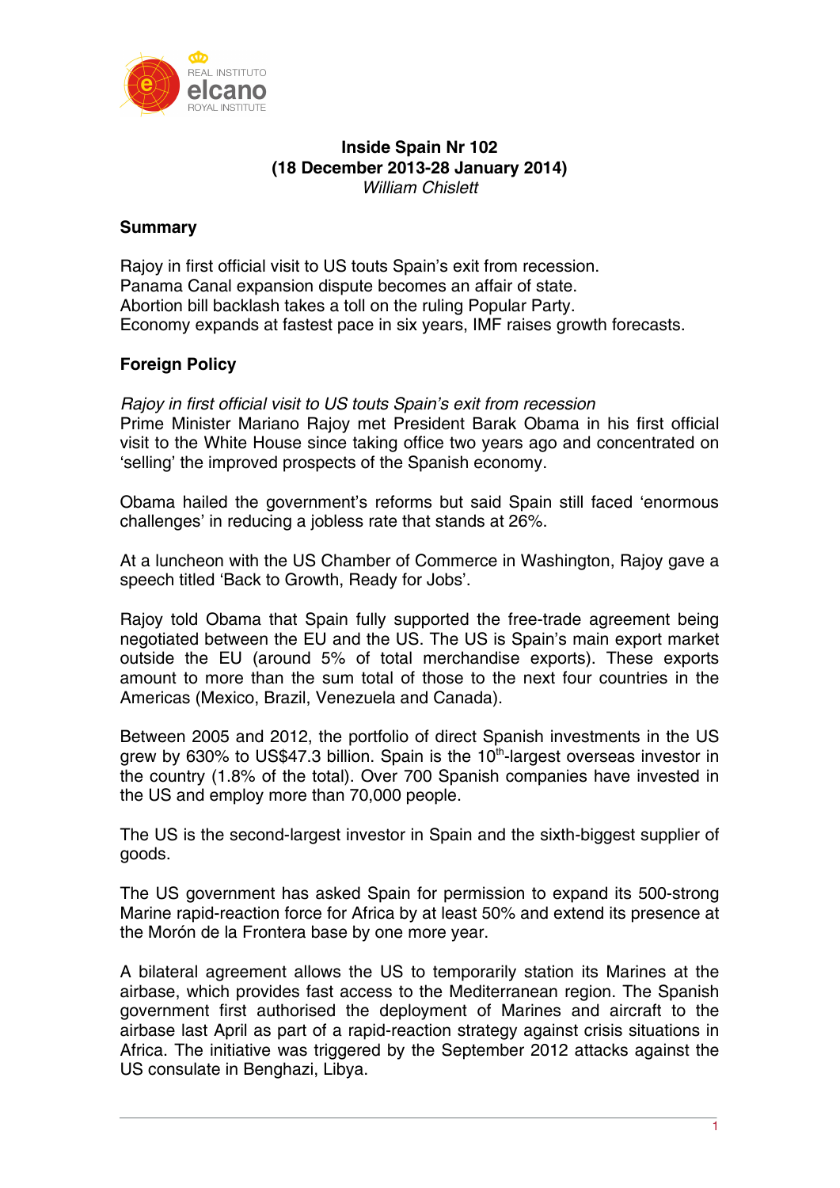**Inside Spain Nr 102**
**(18 December 2013-28 January 2014)**
*William Chislett*

## Summary

Rajoy in first official visit to US touts Spain's exit from recession.
Panama Canal expansion dispute becomes an affair of state.
Abortion bill backlash takes a toll on the ruling Popular Party.
Economy expands at fastest pace in six years, IMF raises growth forecasts.

## Foreign Policy

*Rajoy in first official visit to US touts Spain's exit from recession*
Prime Minister Mariano Rajoy met President Barak Obama in his first official visit to the White House since taking office two years ago and concentrated on 'selling' the improved prospects of the Spanish economy.

Obama hailed the government's reforms but said Spain still faced 'enormous challenges' in reducing a jobless rate that stands at 26%.

At a luncheon with the US Chamber of Commerce in Washington, Rajoy gave a speech titled 'Back to Growth, Ready for Jobs'.

Rajoy told Obama that Spain fully supported the free-trade agreement being negotiated between the EU and the US. The US is Spain's main export market outside the EU (around 5% of total merchandise exports). These exports amount to more than the sum total of those to the next four countries in the Americas (Mexico, Brazil, Venezuela and Canada).

Between 2005 and 2012, the portfolio of direct Spanish investments in the US grew by 630% to US$47.3 billion. Spain is the 10th-largest overseas investor in the country (1.8% of the total). Over 700 Spanish companies have invested in the US and employ more than 70,000 people.

The US is the second-largest investor in Spain and the sixth-biggest supplier of goods.

The US government has asked Spain for permission to expand its 500-strong Marine rapid-reaction force for Africa by at least 50% and extend its presence at the Morón de la Frontera base by one more year.

A bilateral agreement allows the US to temporarily station its Marines at the airbase, which provides fast access to the Mediterranean region. The Spanish government first authorised the deployment of Marines and aircraft to the airbase last April as part of a rapid-reaction strategy against crisis situations in Africa. The initiative was triggered by the September 2012 attacks against the US consulate in Benghazi, Libya.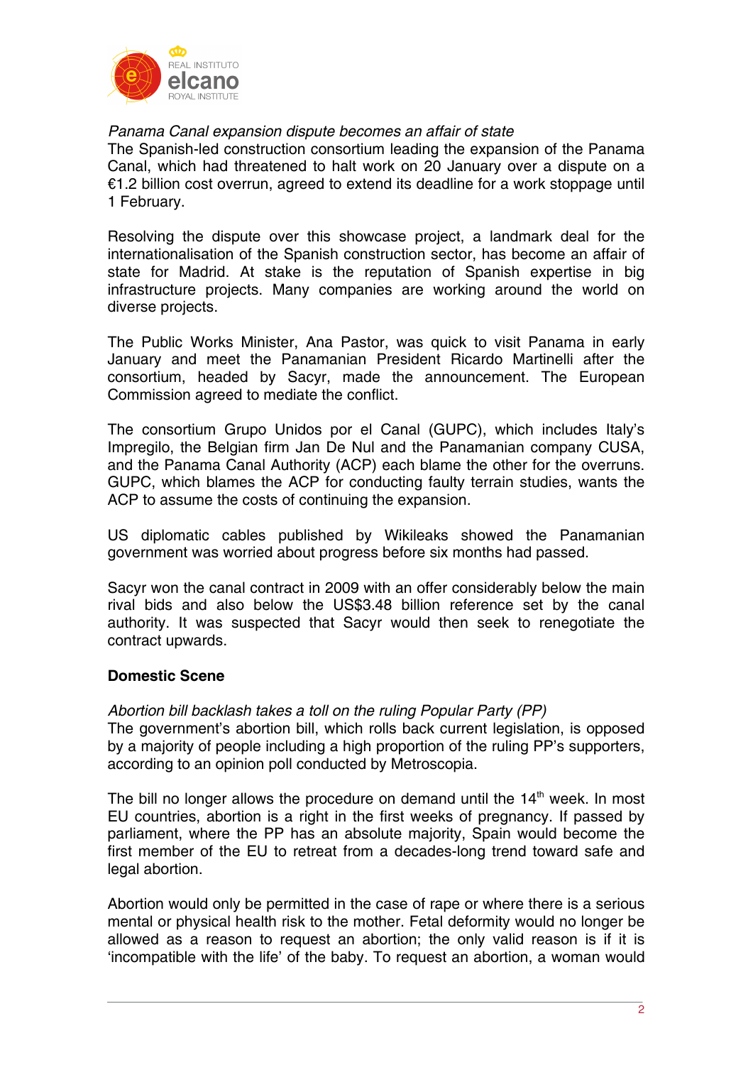*Panama Canal expansion dispute becomes an affair of state*

The Spanish-led construction consortium leading the expansion of the Panama Canal, which had threatened to halt work on 20 January over a dispute on a €1.2 billion cost overrun, agreed to extend its deadline for a work stoppage until 1 February.

Resolving the dispute over this showcase project, a landmark deal for the internationalisation of the Spanish construction sector, has become an affair of state for Madrid. At stake is the reputation of Spanish expertise in big infrastructure projects. Many companies are working around the world on diverse projects.

The Public Works Minister, Ana Pastor, was quick to visit Panama in early January and meet the Panamanian President Ricardo Martinelli after the consortium, headed by Sacyr, made the announcement. The European Commission agreed to mediate the conflict.

The consortium Grupo Unidos por el Canal (GUPC), which includes Italy's Impregilo, the Belgian firm Jan De Nul and the Panamanian company CUSA, and the Panama Canal Authority (ACP) each blame the other for the overruns. GUPC, which blames the ACP for conducting faulty terrain studies, wants the ACP to assume the costs of continuing the expansion.

US diplomatic cables published by Wikileaks showed the Panamanian government was worried about progress before six months had passed.

Sacyr won the canal contract in 2009 with an offer considerably below the main rival bids and also below the US$3.48 billion reference set by the canal authority. It was suspected that Sacyr would then seek to renegotiate the contract upwards.

## Domestic Scene

*Abortion bill backlash takes a toll on the ruling Popular Party (PP)*

The government's abortion bill, which rolls back current legislation, is opposed by a majority of people including a high proportion of the ruling PP's supporters, according to an opinion poll conducted by Metroscopia.

The bill no longer allows the procedure on demand until the 14th week. In most EU countries, abortion is a right in the first weeks of pregnancy. If passed by parliament, where the PP has an absolute majority, Spain would become the first member of the EU to retreat from a decades-long trend toward safe and legal abortion.

Abortion would only be permitted in the case of rape or where there is a serious mental or physical health risk to the mother. Fetal deformity would no longer be allowed as a reason to request an abortion; the only valid reason is if it is 'incompatible with the life' of the baby. To request an abortion, a woman would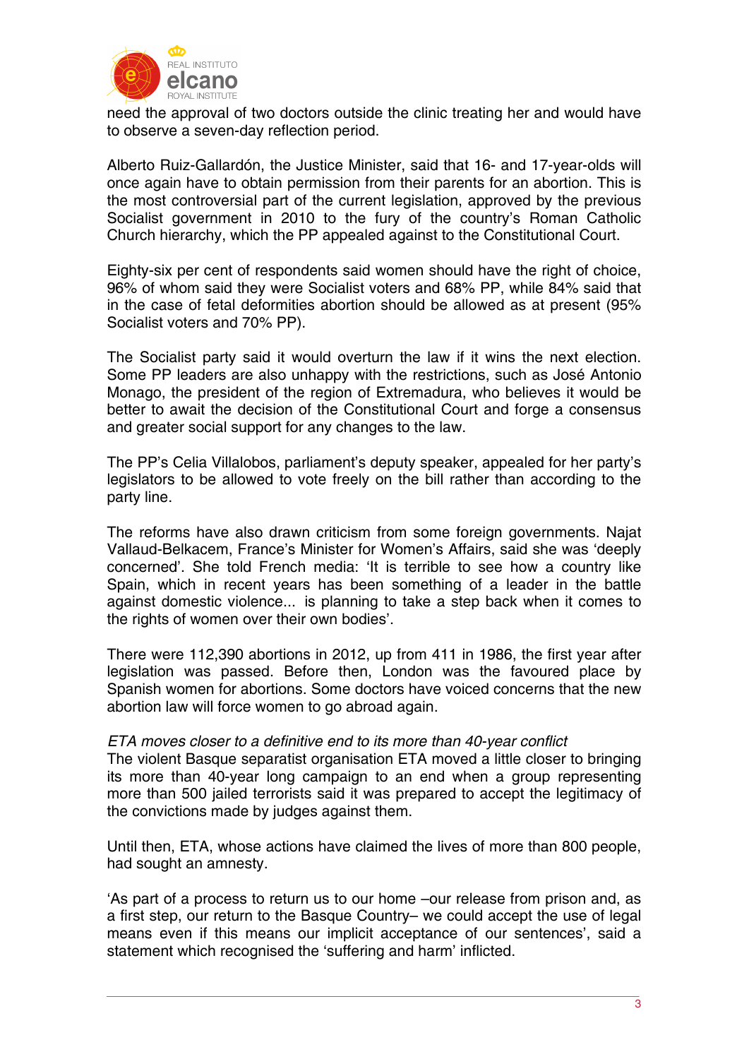need the approval of two doctors outside the clinic treating her and would have to observe a seven-day reflection period.

Alberto Ruiz-Gallardón, the Justice Minister, said that 16- and 17-year-olds will once again have to obtain permission from their parents for an abortion. This is the most controversial part of the current legislation, approved by the previous Socialist government in 2010 to the fury of the country's Roman Catholic Church hierarchy, which the PP appealed against to the Constitutional Court.

Eighty-six per cent of respondents said women should have the right of choice, 96% of whom said they were Socialist voters and 68% PP, while 84% said that in the case of fetal deformities abortion should be allowed as at present (95% Socialist voters and 70% PP).

The Socialist party said it would overturn the law if it wins the next election. Some PP leaders are also unhappy with the restrictions, such as José Antonio Monago, the president of the region of Extremadura, who believes it would be better to await the decision of the Constitutional Court and forge a consensus and greater social support for any changes to the law.

The PP's Celia Villalobos, parliament's deputy speaker, appealed for her party's legislators to be allowed to vote freely on the bill rather than according to the party line.

The reforms have also drawn criticism from some foreign governments. Najat Vallaud-Belkacem, France's Minister for Women's Affairs, said she was 'deeply concerned'. She told French media: 'It is terrible to see how a country like Spain, which in recent years has been something of a leader in the battle against domestic violence... is planning to take a step back when it comes to the rights of women over their own bodies'.

There were 112,390 abortions in 2012, up from 411 in 1986, the first year after legislation was passed. Before then, London was the favoured place by Spanish women for abortions. Some doctors have voiced concerns that the new abortion law will force women to go abroad again.

*ETA moves closer to a definitive end to its more than 40-year conflict*

The violent Basque separatist organisation ETA moved a little closer to bringing its more than 40-year long campaign to an end when a group representing more than 500 jailed terrorists said it was prepared to accept the legitimacy of the convictions made by judges against them.

Until then, ETA, whose actions have claimed the lives of more than 800 people, had sought an amnesty.

'As part of a process to return us to our home –our release from prison and, as a first step, our return to the Basque Country– we could accept the use of legal means even if this means our implicit acceptance of our sentences', said a statement which recognised the 'suffering and harm' inflicted.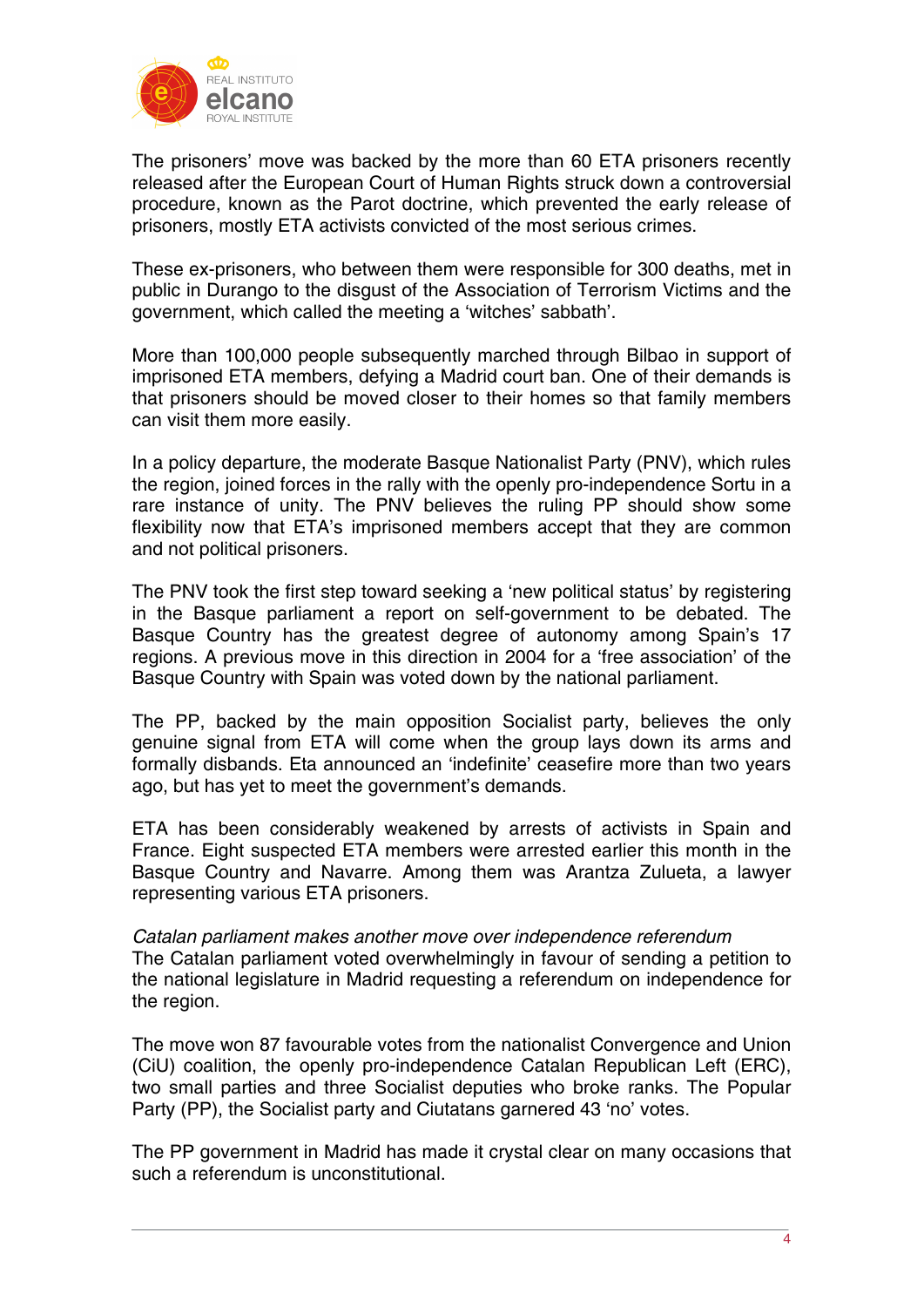The prisoners' move was backed by the more than 60 ETA prisoners recently released after the European Court of Human Rights struck down a controversial procedure, known as the Parot doctrine, which prevented the early release of prisoners, mostly ETA activists convicted of the most serious crimes.

These ex-prisoners, who between them were responsible for 300 deaths, met in public in Durango to the disgust of the Association of Terrorism Victims and the government, which called the meeting a 'witches' sabbath'.

More than 100,000 people subsequently marched through Bilbao in support of imprisoned ETA members, defying a Madrid court ban. One of their demands is that prisoners should be moved closer to their homes so that family members can visit them more easily.

In a policy departure, the moderate Basque Nationalist Party (PNV), which rules the region, joined forces in the rally with the openly pro-independence Sortu in a rare instance of unity. The PNV believes the ruling PP should show some flexibility now that ETA's imprisoned members accept that they are common and not political prisoners.

The PNV took the first step toward seeking a 'new political status' by registering in the Basque parliament a report on self-government to be debated. The Basque Country has the greatest degree of autonomy among Spain's 17 regions. A previous move in this direction in 2004 for a 'free association' of the Basque Country with Spain was voted down by the national parliament.

The PP, backed by the main opposition Socialist party, believes the only genuine signal from ETA will come when the group lays down its arms and formally disbands. Eta announced an 'indefinite' ceasefire more than two years ago, but has yet to meet the government's demands.

ETA has been considerably weakened by arrests of activists in Spain and France. Eight suspected ETA members were arrested earlier this month in the Basque Country and Navarre. Among them was Arantza Zulueta, a lawyer representing various ETA prisoners.

*Catalan parliament makes another move over independence referendum*

The Catalan parliament voted overwhelmingly in favour of sending a petition to the national legislature in Madrid requesting a referendum on independence for the region.

The move won 87 favourable votes from the nationalist Convergence and Union (CiU) coalition, the openly pro-independence Catalan Republican Left (ERC), two small parties and three Socialist deputies who broke ranks. The Popular Party (PP), the Socialist party and Ciutatans garnered 43 'no' votes.

The PP government in Madrid has made it crystal clear on many occasions that such a referendum is unconstitutional.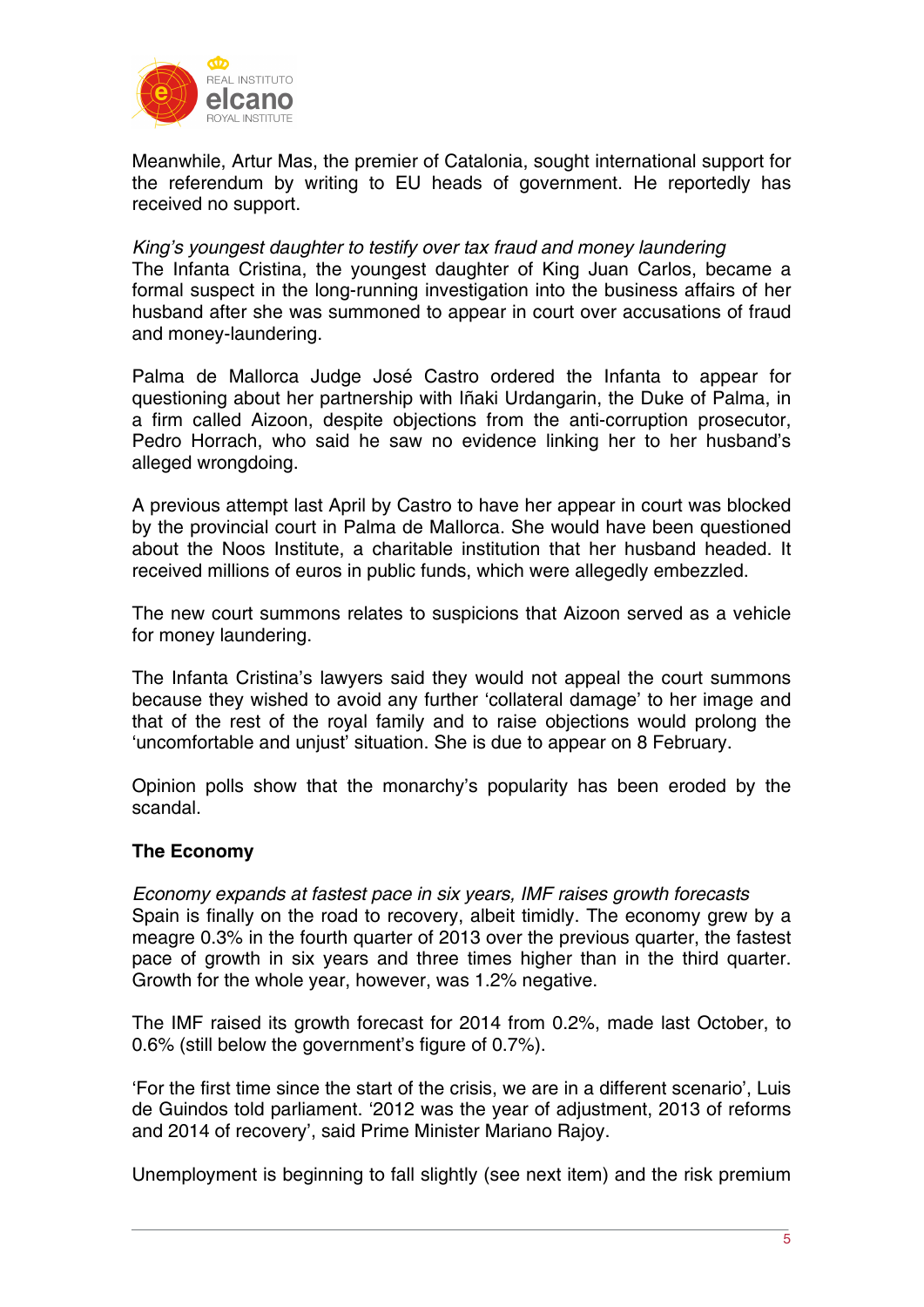Meanwhile, Artur Mas, the premier of Catalonia, sought international support for the referendum by writing to EU heads of government. He reportedly has received no support.

*King's youngest daughter to testify over tax fraud and money laundering*
The Infanta Cristina, the youngest daughter of King Juan Carlos, became a formal suspect in the long-running investigation into the business affairs of her husband after she was summoned to appear in court over accusations of fraud and money-laundering.

Palma de Mallorca Judge José Castro ordered the Infanta to appear for questioning about her partnership with Iñaki Urdangarin, the Duke of Palma, in a firm called Aizoon, despite objections from the anti-corruption prosecutor, Pedro Horrach, who said he saw no evidence linking her to her husband's alleged wrongdoing.

A previous attempt last April by Castro to have her appear in court was blocked by the provincial court in Palma de Mallorca. She would have been questioned about the Noos Institute, a charitable institution that her husband headed. It received millions of euros in public funds, which were allegedly embezzled.

The new court summons relates to suspicions that Aizoon served as a vehicle for money laundering.

The Infanta Cristina's lawyers said they would not appeal the court summons because they wished to avoid any further 'collateral damage' to her image and that of the rest of the royal family and to raise objections would prolong the 'uncomfortable and unjust' situation. She is due to appear on 8 February.

Opinion polls show that the monarchy's popularity has been eroded by the scandal.

**The Economy**

*Economy expands at fastest pace in six years, IMF raises growth forecasts*
Spain is finally on the road to recovery, albeit timidly. The economy grew by a meagre 0.3% in the fourth quarter of 2013 over the previous quarter, the fastest pace of growth in six years and three times higher than in the third quarter. Growth for the whole year, however, was 1.2% negative.

The IMF raised its growth forecast for 2014 from 0.2%, made last October, to 0.6% (still below the government's figure of 0.7%).

'For the first time since the start of the crisis, we are in a different scenario', Luis de Guindos told parliament. '2012 was the year of adjustment, 2013 of reforms and 2014 of recovery', said Prime Minister Mariano Rajoy.

Unemployment is beginning to fall slightly (see next item) and the risk premium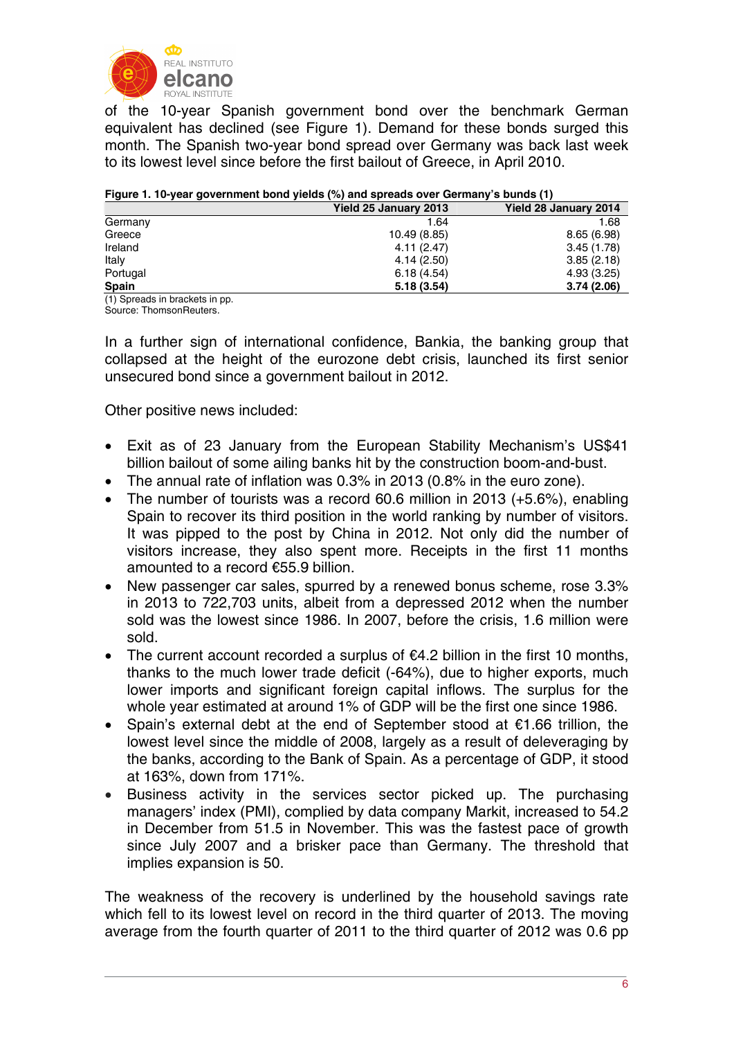of the 10-year Spanish government bond over the benchmark German equivalent has declined (see Figure 1). Demand for these bonds surged this month. The Spanish two-year bond spread over Germany was back last week to its lowest level since before the first bailout of Greece, in April 2010.

**Figure 1. 10-year government bond yields (%) and spreads over Germany's bunds (1)**

| | Yield 25 January 2013 | Yield 28 January 2014 |
|---|---|---|
| Germany | 1.64 | 1.68 |
| Greece | 10.49 (8.85) | 8.65 (6.98) |
| Ireland | 4.11 (2.47) | 3.45 (1.78) |
| Italy | 4.14 (2.50) | 3.85 (2.18) |
| Portugal | 6.18 (4.54) | 4.93 (3.25) |
| **Spain** | **5.18 (3.54)** | **3.74 (2.06)** |

(1) Spreads in brackets in pp.
Source: ThomsonReuters.

In a further sign of international confidence, Bankia, the banking group that collapsed at the height of the eurozone debt crisis, launched its first senior unsecured bond since a government bailout in 2012.

Other positive news included:

- Exit as of 23 January from the European Stability Mechanism's US$41 billion bailout of some ailing banks hit by the construction boom-and-bust.
- The annual rate of inflation was 0.3% in 2013 (0.8% in the euro zone).
- The number of tourists was a record 60.6 million in 2013 (+5.6%), enabling Spain to recover its third position in the world ranking by number of visitors. It was pipped to the post by China in 2012. Not only did the number of visitors increase, they also spent more. Receipts in the first 11 months amounted to a record €55.9 billion.
- New passenger car sales, spurred by a renewed bonus scheme, rose 3.3% in 2013 to 722,703 units, albeit from a depressed 2012 when the number sold was the lowest since 1986. In 2007, before the crisis, 1.6 million were sold.
- The current account recorded a surplus of €4.2 billion in the first 10 months, thanks to the much lower trade deficit (-64%), due to higher exports, much lower imports and significant foreign capital inflows. The surplus for the whole year estimated at around 1% of GDP will be the first one since 1986.
- Spain's external debt at the end of September stood at €1.66 trillion, the lowest level since the middle of 2008, largely as a result of deleveraging by the banks, according to the Bank of Spain. As a percentage of GDP, it stood at 163%, down from 171%.
- Business activity in the services sector picked up. The purchasing managers' index (PMI), complied by data company Markit, increased to 54.2 in December from 51.5 in November. This was the fastest pace of growth since July 2007 and a brisker pace than Germany. The threshold that implies expansion is 50.

The weakness of the recovery is underlined by the household savings rate which fell to its lowest level on record in the third quarter of 2013. The moving average from the fourth quarter of 2011 to the third quarter of 2012 was 0.6 pp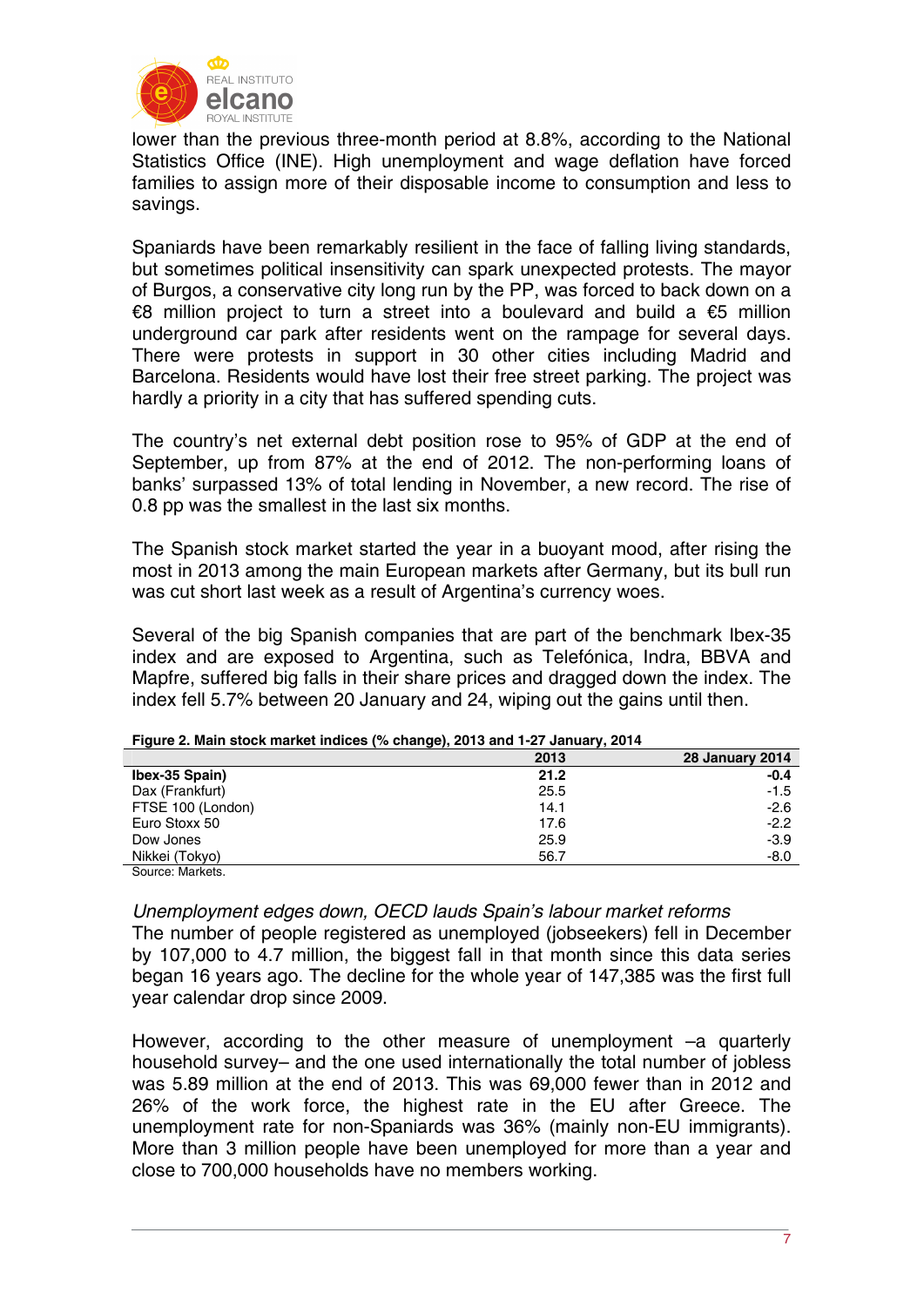lower than the previous three-month period at 8.8%, according to the National Statistics Office (INE). High unemployment and wage deflation have forced families to assign more of their disposable income to consumption and less to savings.

Spaniards have been remarkably resilient in the face of falling living standards, but sometimes political insensitivity can spark unexpected protests. The mayor of Burgos, a conservative city long run by the PP, was forced to back down on a €8 million project to turn a street into a boulevard and build a €5 million underground car park after residents went on the rampage for several days. There were protests in support in 30 other cities including Madrid and Barcelona. Residents would have lost their free street parking. The project was hardly a priority in a city that has suffered spending cuts.

The country's net external debt position rose to 95% of GDP at the end of September, up from 87% at the end of 2012. The non-performing loans of banks' surpassed 13% of total lending in November, a new record. The rise of 0.8 pp was the smallest in the last six months.

The Spanish stock market started the year in a buoyant mood, after rising the most in 2013 among the main European markets after Germany, but its bull run was cut short last week as a result of Argentina's currency woes.

Several of the big Spanish companies that are part of the benchmark Ibex-35 index and are exposed to Argentina, such as Telefónica, Indra, BBVA and Mapfre, suffered big falls in their share prices and dragged down the index. The index fell 5.7% between 20 January and 24, wiping out the gains until then.

**Figure 2. Main stock market indices (% change), 2013 and 1-27 January, 2014**

| | 2013 | 28 January 2014 |
|---|---|---|
| **Ibex-35 Spain)** | **21.2** | **-0.4** |
| Dax (Frankfurt) | 25.5 | -1.5 |
| FTSE 100 (London) | 14.1 | -2.6 |
| Euro Stoxx 50 | 17.6 | -2.2 |
| Dow Jones | 25.9 | -3.9 |
| Nikkei (Tokyo) | 56.7 | -8.0 |

Source: Markets.

*Unemployment edges down, OECD lauds Spain's labour market reforms*

The number of people registered as unemployed (jobseekers) fell in December by 107,000 to 4.7 million, the biggest fall in that month since this data series began 16 years ago. The decline for the whole year of 147,385 was the first full year calendar drop since 2009.

However, according to the other measure of unemployment –a quarterly household survey– and the one used internationally the total number of jobless was 5.89 million at the end of 2013. This was 69,000 fewer than in 2012 and 26% of the work force, the highest rate in the EU after Greece. The unemployment rate for non-Spaniards was 36% (mainly non-EU immigrants). More than 3 million people have been unemployed for more than a year and close to 700,000 households have no members working.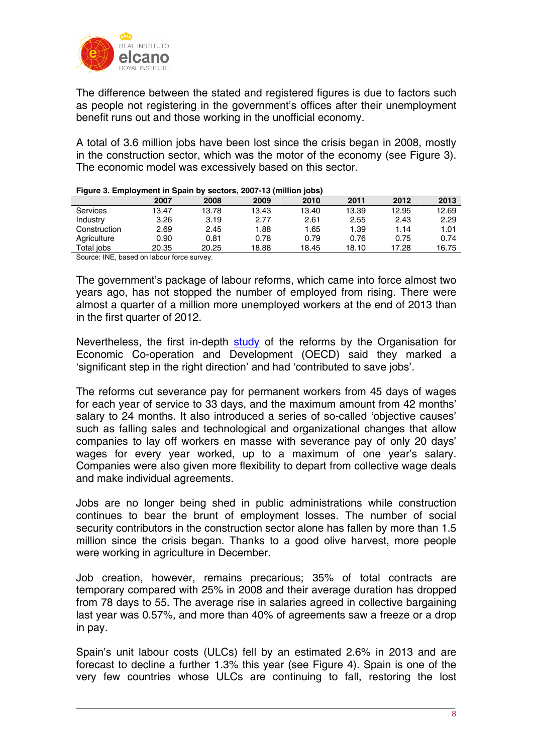The difference between the stated and registered figures is due to factors such as people not registering in the government's offices after their unemployment benefit runs out and those working in the unofficial economy.

A total of 3.6 million jobs have been lost since the crisis began in 2008, mostly in the construction sector, which was the motor of the economy (see Figure 3). The economic model was excessively based on this sector.

**Figure 3. Employment in Spain by sectors, 2007-13 (million jobs)**

| | 2007 | 2008 | 2009 | 2010 | 2011 | 2012 | 2013 |
|---|---|---|---|---|---|---|---|
| Services | 13.47 | 13.78 | 13.43 | 13.40 | 13.39 | 12.95 | 12.69 |
| Industry | 3.26 | 3.19 | 2.77 | 2.61 | 2.55 | 2.43 | 2.29 |
| Construction | 2.69 | 2.45 | 1.88 | 1.65 | 1.39 | 1.14 | 1.01 |
| Agriculture | 0.90 | 0.81 | 0.78 | 0.79 | 0.76 | 0.75 | 0.74 |
| Total jobs | 20.35 | 20.25 | 18.88 | 18.45 | 18.10 | 17.28 | 16.75 |

Source: INE, based on labour force survey.

The government's package of labour reforms, which came into force almost two years ago, has not stopped the number of employed from rising. There were almost a quarter of a million more unemployed workers at the end of 2013 than in the first quarter of 2012.

Nevertheless, the first in-depth study of the reforms by the Organisation for Economic Co-operation and Development (OECD) said they marked a 'significant step in the right direction' and had 'contributed to save jobs'.

The reforms cut severance pay for permanent workers from 45 days of wages for each year of service to 33 days, and the maximum amount from 42 months' salary to 24 months. It also introduced a series of so-called 'objective causes' such as falling sales and technological and organizational changes that allow companies to lay off workers en masse with severance pay of only 20 days' wages for every year worked, up to a maximum of one year's salary. Companies were also given more flexibility to depart from collective wage deals and make individual agreements.

Jobs are no longer being shed in public administrations while construction continues to bear the brunt of employment losses. The number of social security contributors in the construction sector alone has fallen by more than 1.5 million since the crisis began. Thanks to a good olive harvest, more people were working in agriculture in December.

Job creation, however, remains precarious; 35% of total contracts are temporary compared with 25% in 2008 and their average duration has dropped from 78 days to 55. The average rise in salaries agreed in collective bargaining last year was 0.57%, and more than 40% of agreements saw a freeze or a drop in pay.

Spain's unit labour costs (ULCs) fell by an estimated 2.6% in 2013 and are forecast to decline a further 1.3% this year (see Figure 4). Spain is one of the very few countries whose ULCs are continuing to fall, restoring the lost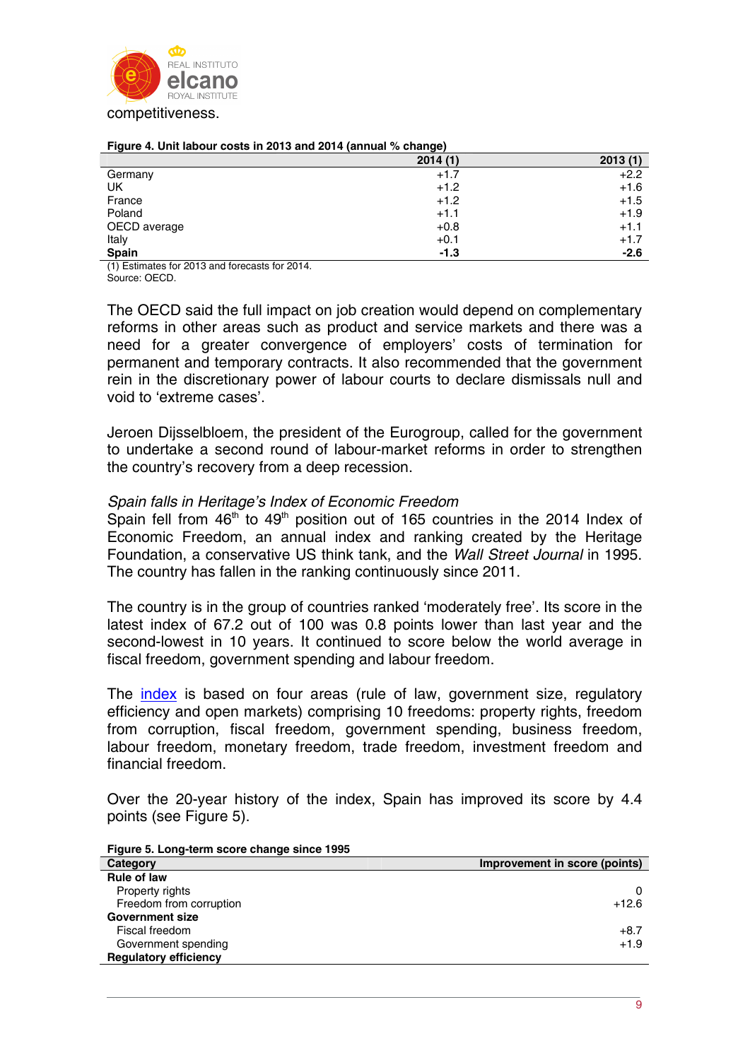competitiveness.

**Figure 4. Unit labour costs in 2013 and 2014 (annual % change)**

| | 2014 (1) | 2013 (1) |
|---|---|---|
| Germany | +1.7 | +2.2 |
| UK | +1.2 | +1.6 |
| France | +1.2 | +1.5 |
| Poland | +1.1 | +1.9 |
| OECD average | +0.8 | +1.1 |
| Italy | +0.1 | +1.7 |
| **Spain** | **-1.3** | **-2.6** |

(1) Estimates for 2013 and forecasts for 2014.
Source: OECD.

The OECD said the full impact on job creation would depend on complementary reforms in other areas such as product and service markets and there was a need for a greater convergence of employers' costs of termination for permanent and temporary contracts. It also recommended that the government rein in the discretionary power of labour courts to declare dismissals null and void to 'extreme cases'.

Jeroen Dijsselbloem, the president of the Eurogroup, called for the government to undertake a second round of labour-market reforms in order to strengthen the country's recovery from a deep recession.

*Spain falls in Heritage's Index of Economic Freedom*

Spain fell from 46th to 49th position out of 165 countries in the 2014 Index of Economic Freedom, an annual index and ranking created by the Heritage Foundation, a conservative US think tank, and the *Wall Street Journal* in 1995. The country has fallen in the ranking continuously since 2011.

The country is in the group of countries ranked 'moderately free'. Its score in the latest index of 67.2 out of 100 was 0.8 points lower than last year and the second-lowest in 10 years. It continued to score below the world average in fiscal freedom, government spending and labour freedom.

The index is based on four areas (rule of law, government size, regulatory efficiency and open markets) comprising 10 freedoms: property rights, freedom from corruption, fiscal freedom, government spending, business freedom, labour freedom, monetary freedom, trade freedom, investment freedom and financial freedom.

Over the 20-year history of the index, Spain has improved its score by 4.4 points (see Figure 5).

**Figure 5. Long-term score change since 1995**

| Category | Improvement in score (points) |
|---|---|
| **Rule of law** | |
| Property rights | 0 |
| Freedom from corruption | +12.6 |
| **Government size** | |
| Fiscal freedom | +8.7 |
| Government spending | +1.9 |
| **Regulatory efficiency** | |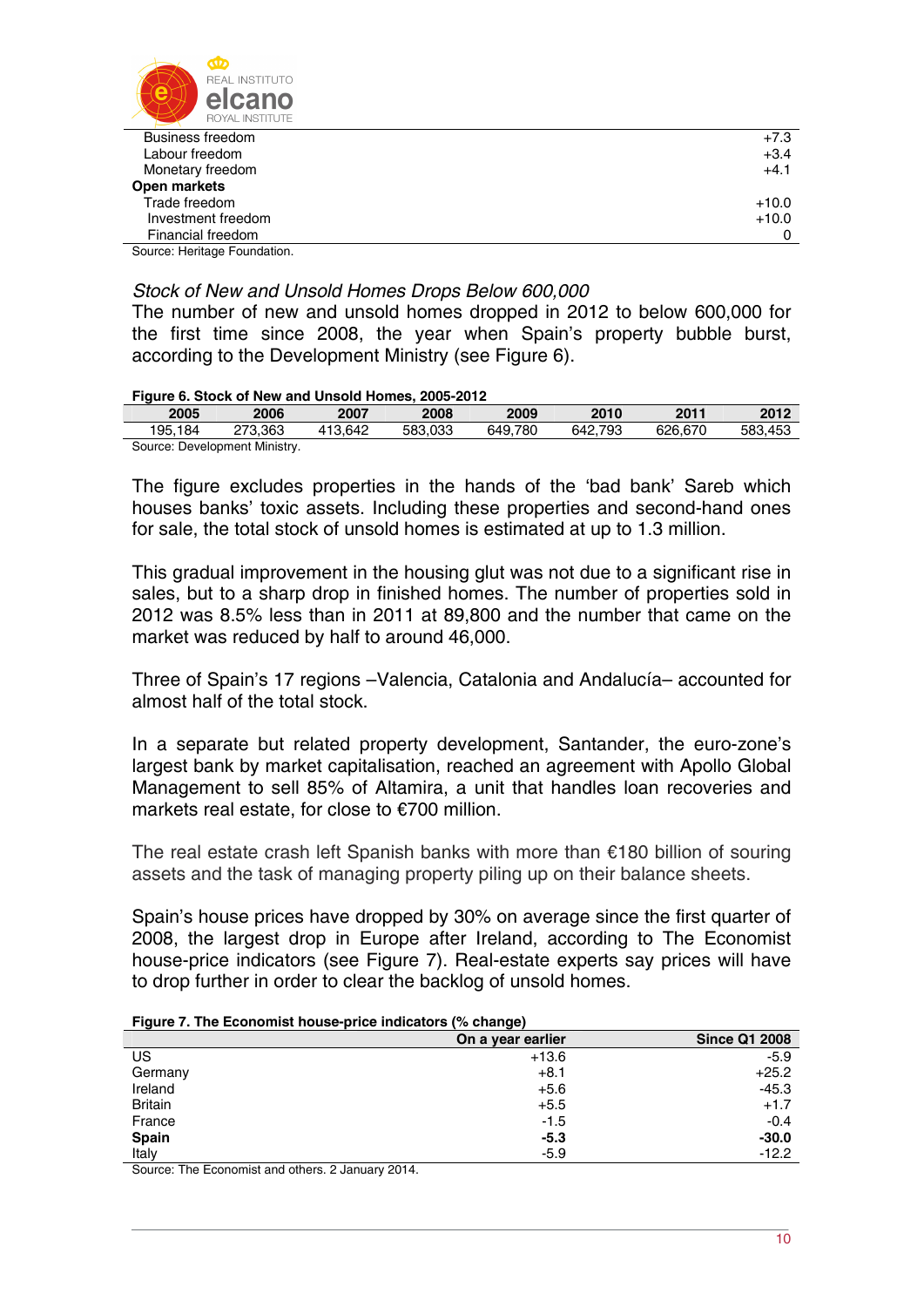| | |
|---|---|
| Business freedom | +7.3 |
| Labour freedom | +3.4 |
| Monetary freedom | +4.1 |
| **Open markets** | |
| Trade freedom | +10.0 |
| Investment freedom | +10.0 |
| Financial freedom | 0 |

Source: Heritage Foundation.

*Stock of New and Unsold Homes Drops Below 600,000*

The number of new and unsold homes dropped in 2012 to below 600,000 for the first time since 2008, the year when Spain's property bubble burst, according to the Development Ministry (see Figure 6).

**Figure 6. Stock of New and Unsold Homes, 2005-2012**

| 2005 | 2006 | 2007 | 2008 | 2009 | 2010 | 2011 | 2012 |
|---|---|---|---|---|---|---|---|
| 195,184 | 273,363 | 413,642 | 583,033 | 649,780 | 642,793 | 626,670 | 583,453 |

Source: Development Ministry.

The figure excludes properties in the hands of the 'bad bank' Sareb which houses banks' toxic assets. Including these properties and second-hand ones for sale, the total stock of unsold homes is estimated at up to 1.3 million.

This gradual improvement in the housing glut was not due to a significant rise in sales, but to a sharp drop in finished homes. The number of properties sold in 2012 was 8.5% less than in 2011 at 89,800 and the number that came on the market was reduced by half to around 46,000.

Three of Spain's 17 regions –Valencia, Catalonia and Andalucía– accounted for almost half of the total stock.

In a separate but related property development, Santander, the euro-zone's largest bank by market capitalisation, reached an agreement with Apollo Global Management to sell 85% of Altamira, a unit that handles loan recoveries and markets real estate, for close to €700 million.

The real estate crash left Spanish banks with more than €180 billion of souring assets and the task of managing property piling up on their balance sheets.

Spain's house prices have dropped by 30% on average since the first quarter of 2008, the largest drop in Europe after Ireland, according to The Economist house-price indicators (see Figure 7). Real-estate experts say prices will have to drop further in order to clear the backlog of unsold homes.

**Figure 7. The Economist house-price indicators (% change)**

| | On a year earlier | Since Q1 2008 |
|---|---|---|
| US | +13.6 | -5.9 |
| Germany | +8.1 | +25.2 |
| Ireland | +5.6 | -45.3 |
| Britain | +5.5 | +1.7 |
| France | -1.5 | -0.4 |
| **Spain** | **-5.3** | **-30.0** |
| Italy | -5.9 | -12.2 |

Source: The Economist and others. 2 January 2014.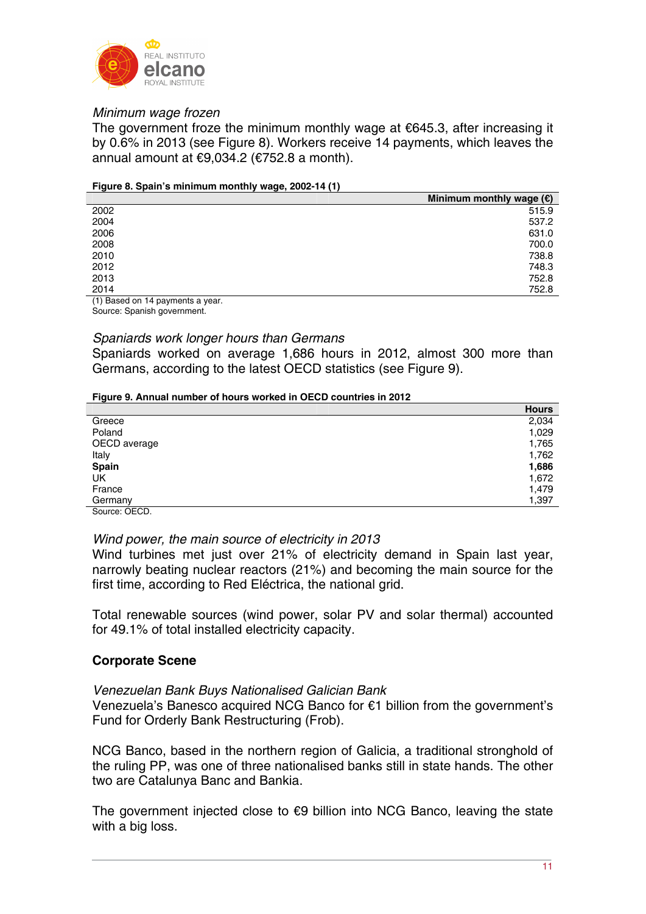*Minimum wage frozen*

The government froze the minimum monthly wage at €645.3, after increasing it by 0.6% in 2013 (see Figure 8). Workers receive 14 payments, which leaves the annual amount at €9,034.2 (€752.8 a month).

**Figure 8. Spain's minimum monthly wage, 2002-14 (1)**

| | Minimum monthly wage (€) |
|---|---|
| 2002 | 515.9 |
| 2004 | 537.2 |
| 2006 | 631.0 |
| 2008 | 700.0 |
| 2010 | 738.8 |
| 2012 | 748.3 |
| 2013 | 752.8 |
| 2014 | 752.8 |

(1) Based on 14 payments a year.
Source: Spanish government.

*Spaniards work longer hours than Germans*

Spaniards worked on average 1,686 hours in 2012, almost 300 more than Germans, according to the latest OECD statistics (see Figure 9).

**Figure 9. Annual number of hours worked in OECD countries in 2012**

| | Hours |
|---|---|
| Greece | 2,034 |
| Poland | 1,029 |
| OECD average | 1,765 |
| Italy | 1,762 |
| **Spain** | **1,686** |
| UK | 1,672 |
| France | 1,479 |
| Germany | 1,397 |

Source: OECD.

*Wind power, the main source of electricity in 2013*

Wind turbines met just over 21% of electricity demand in Spain last year, narrowly beating nuclear reactors (21%) and becoming the main source for the first time, according to Red Eléctrica, the national grid.

Total renewable sources (wind power, solar PV and solar thermal) accounted for 49.1% of total installed electricity capacity.

## Corporate Scene

*Venezuelan Bank Buys Nationalised Galician Bank*

Venezuela's Banesco acquired NCG Banco for €1 billion from the government's Fund for Orderly Bank Restructuring (Frob).

NCG Banco, based in the northern region of Galicia, a traditional stronghold of the ruling PP, was one of three nationalised banks still in state hands. The other two are Catalunya Banc and Bankia.

The government injected close to €9 billion into NCG Banco, leaving the state with a big loss.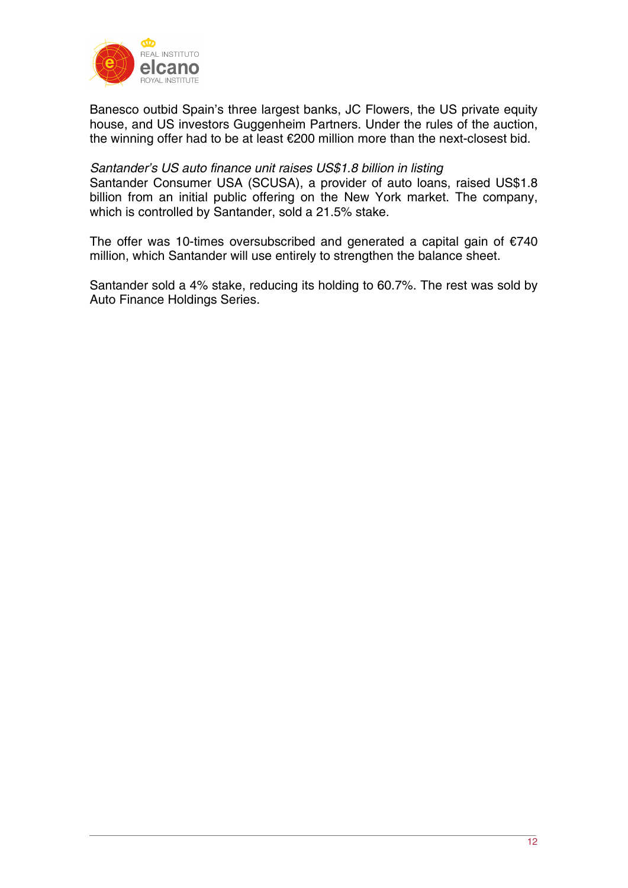Banesco outbid Spain's three largest banks, JC Flowers, the US private equity house, and US investors Guggenheim Partners. Under the rules of the auction, the winning offer had to be at least €200 million more than the next-closest bid.

*Santander's US auto finance unit raises US$1.8 billion in listing*

Santander Consumer USA (SCUSA), a provider of auto loans, raised US$1.8 billion from an initial public offering on the New York market. The company, which is controlled by Santander, sold a 21.5% stake.

The offer was 10-times oversubscribed and generated a capital gain of €740 million, which Santander will use entirely to strengthen the balance sheet.

Santander sold a 4% stake, reducing its holding to 60.7%. The rest was sold by Auto Finance Holdings Series.